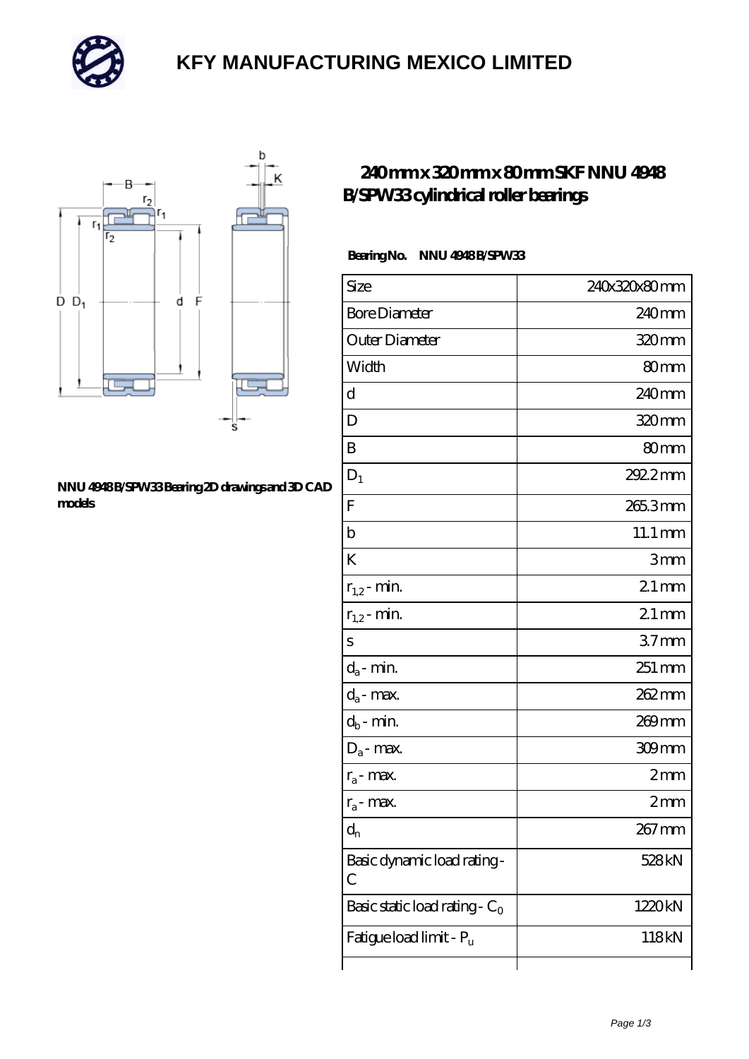# KFY MANUFACTURING MEXICO LIMITED

D $D_1$ d F B $r_2$ $r_1$ $r_1$ $r_2$ b K s

NNU 4948 B/SPW33 Bearing 2D drawings and 3D CAD models

## 240 mm x 320 mm x 80 mm SKF NNU 4948 B/SPW33 cylindrical roller bearings

**Bearing No. NNU 4948 B/SPW33**

| | |
|---|---|
| Size | 240x320x80 mm |
| Bore Diameter | 240 mm |
| Outer Diameter | 320 mm |
| Width | 80 mm |
| d | 240 mm |
| D | 320 mm |
| B | 80 mm |
| $D_1$ | 292.2 mm |
| F | 265.3 mm |
| b | 11.1 mm |
| K | 3 mm |
| $r_{1,2}$ - min. | 2.1 mm |
| $r_{1,2}$ - min. | 2.1 mm |
| s | 3.7 mm |
| $d_a$ - min. | 251 mm |
| $d_a$ - max. | 262 mm |
| $d_b$ - min. | 269 mm |
| $D_a$ - max. | 309 mm |
| $r_a$ - max. | 2 mm |
| $r_a$ - max. | 2 mm |
| $d_n$ | 267 mm |
| Basic dynamic load rating - C | 528 kN |
| Basic static load rating - $C_0$ | 1220 kN |
| Fatigue load limit - $P_u$ | 118 kN |
| | |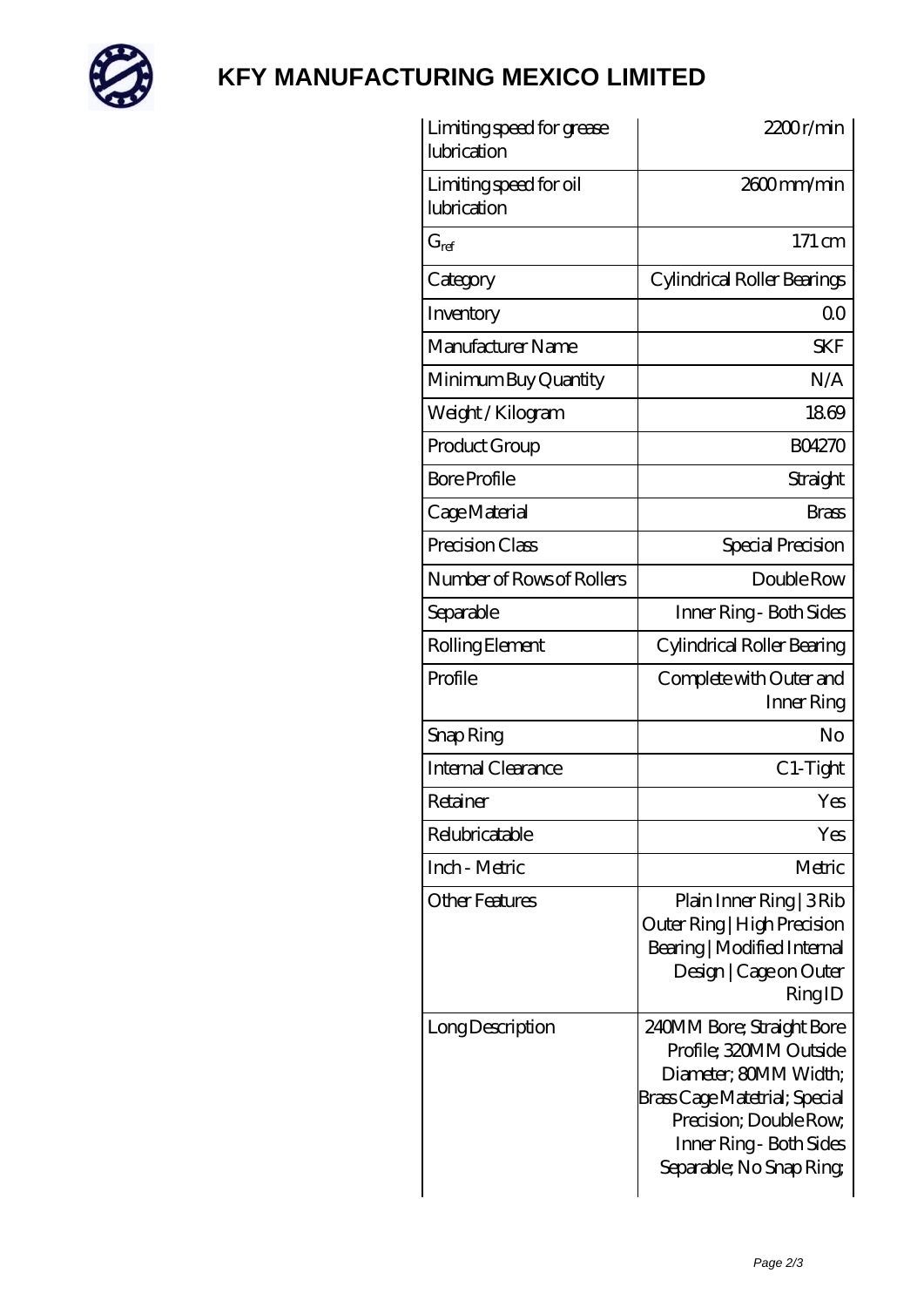# KFY MANUFACTURING MEXICO LIMITED

| | |
|---|---|
| Limiting speed for grease lubrication | 2200 r/min |
| Limiting speed for oil lubrication | 2600 mm/min |
| $G_{ref}$ | 171 cm |
| Category | Cylindrical Roller Bearings |
| Inventory | 0.0 |
| Manufacturer Name | SKF |
| Minimum Buy Quantity | N/A |
| Weight / Kilogram | 18.69 |
| Product Group | B04270 |
| Bore Profile | Straight |
| Cage Material | Brass |
| Precision Class | Special Precision |
| Number of Rows of Rollers | Double Row |
| Separable | Inner Ring - Both Sides |
| Rolling Element | Cylindrical Roller Bearing |
| Profile | Complete with Outer and Inner Ring |
| Snap Ring | No |
| Internal Clearance | C1-Tight |
| Retainer | Yes |
| Relubricatable | Yes |
| Inch - Metric | Metric |
| Other Features | Plain Inner Ring \| 3 Rib Outer Ring \| High Precision Bearing \| Modified Internal Design \| Cage on Outer Ring ID |
| Long Description | 240MM Bore; Straight Bore Profile; 320MM Outside Diameter; 80MM Width; Brass Cage Matetrial; Special Precision; Double Row; Inner Ring - Both Sides Separable; No Snap Ring; |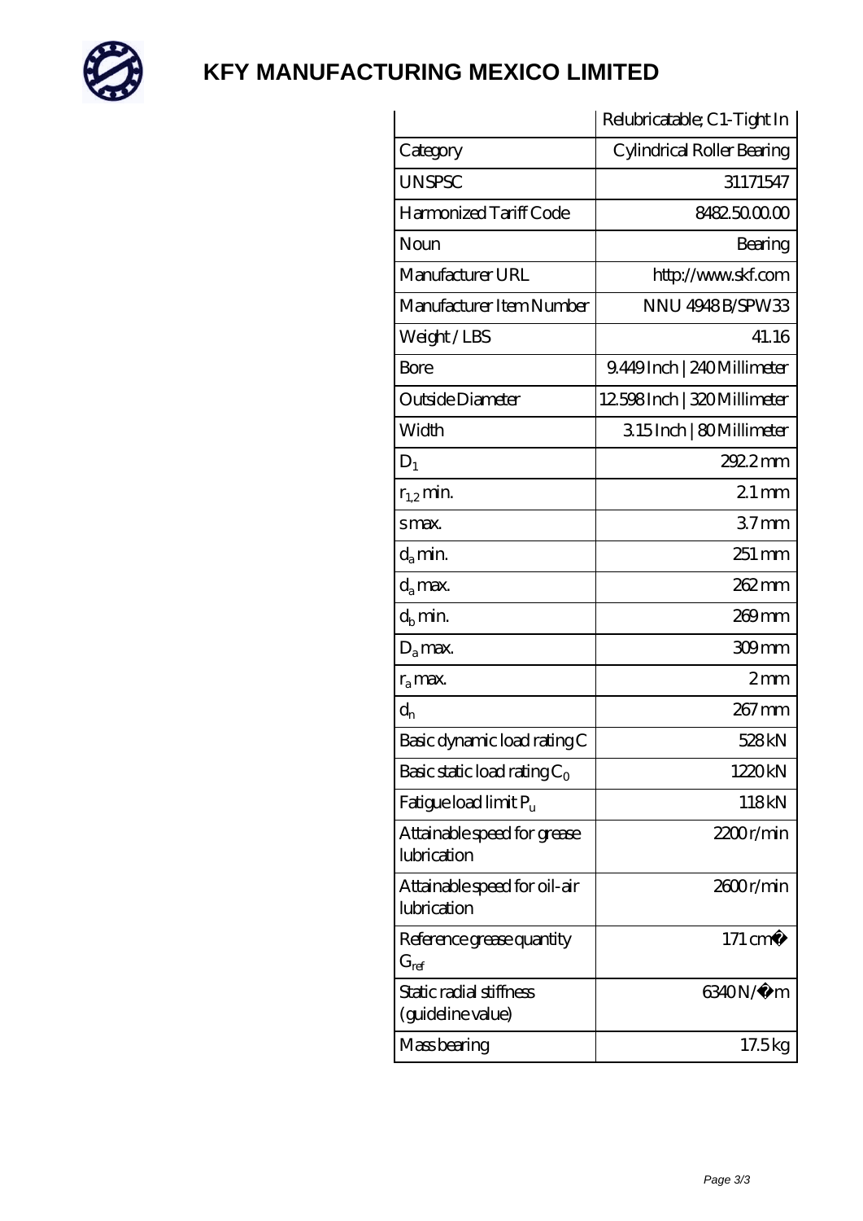# KFY MANUFACTURING MEXICO LIMITED

| | |
|---|---|
| | Relubricatable; C1-Tight In |
| Category | Cylindrical Roller Bearing |
| UNSPSC | 31171547 |
| Harmonized Tariff Code | 8482.50.00.00 |
| Noun | Bearing |
| Manufacturer URL | http://www.skf.com |
| Manufacturer Item Number | NNU 4948 B/SPW33 |
| Weight / LBS | 41.16 |
| Bore | 9.449 Inch \| 240 Millimeter |
| Outside Diameter | 12.598 Inch \| 320 Millimeter |
| Width | 3.15 Inch \| 80 Millimeter |
| $D_1$ | 292.2 mm |
| $r_{1,2}$ min. | 2.1 mm |
| s max. | 3.7 mm |
| $d_a$ min. | 251 mm |
| $d_a$ max. | 262 mm |
| $d_b$ min. | 269 mm |
| $D_a$ max. | 309 mm |
| $r_a$ max. | 2 mm |
| $d_n$ | 267 mm |
| Basic dynamic load rating C | 528 kN |
| Basic static load rating $C_0$ | 1220 kN |
| Fatigue load limit $P_u$ | 118 kN |
| Attainable speed for grease lubrication | 2200 r/min |
| Attainable speed for oil-air lubrication | 2600 r/min |
| Reference grease quantity $G_{ref}$ | 171 cm� |
| Static radial stiffness (guideline value) | 6340 N/�m |
| Mass bearing | 17.5 kg |